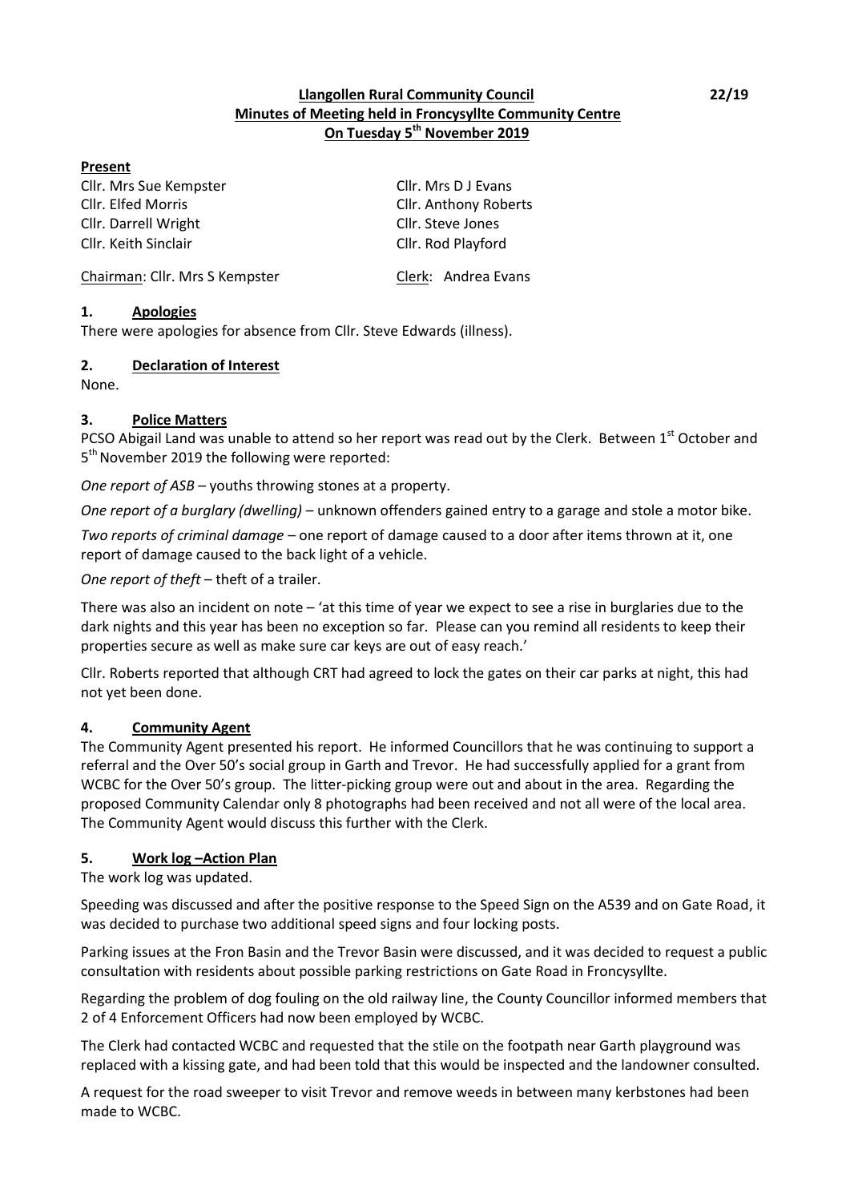**Llangollen Rural Community Council**
**Minutes of Meeting held in Froncysyllte Community Centre**
**On Tuesday 5th November 2019**

22/19

**Present**

Cllr. Mrs Sue Kempster
Cllr. Elfed Morris
Cllr. Darrell Wright
Cllr. Keith Sinclair
Cllr. Mrs D J Evans
Cllr. Anthony Roberts
Cllr. Steve Jones
Cllr. Rod Playford

Chairman: Cllr. Mrs S Kempster
Clerk: Andrea Evans

## 1. Apologies

There were apologies for absence from Cllr. Steve Edwards (illness).

## 2. Declaration of Interest

None.

## 3. Police Matters

PCSO Abigail Land was unable to attend so her report was read out by the Clerk. Between 1st October and 5th November 2019 the following were reported:

*One report of ASB* – youths throwing stones at a property.

*One report of a burglary (dwelling)* – unknown offenders gained entry to a garage and stole a motor bike.

*Two reports of criminal damage* – one report of damage caused to a door after items thrown at it, one report of damage caused to the back light of a vehicle.

*One report of theft* – theft of a trailer.

There was also an incident on note – 'at this time of year we expect to see a rise in burglaries due to the dark nights and this year has been no exception so far. Please can you remind all residents to keep their properties secure as well as make sure car keys are out of easy reach.'

Cllr. Roberts reported that although CRT had agreed to lock the gates on their car parks at night, this had not yet been done.

## 4. Community Agent

The Community Agent presented his report. He informed Councillors that he was continuing to support a referral and the Over 50's social group in Garth and Trevor. He had successfully applied for a grant from WCBC for the Over 50's group. The litter-picking group were out and about in the area. Regarding the proposed Community Calendar only 8 photographs had been received and not all were of the local area. The Community Agent would discuss this further with the Clerk.

## 5. Work log –Action Plan

The work log was updated.

Speeding was discussed and after the positive response to the Speed Sign on the A539 and on Gate Road, it was decided to purchase two additional speed signs and four locking posts.

Parking issues at the Fron Basin and the Trevor Basin were discussed, and it was decided to request a public consultation with residents about possible parking restrictions on Gate Road in Froncysyllte.

Regarding the problem of dog fouling on the old railway line, the County Councillor informed members that 2 of 4 Enforcement Officers had now been employed by WCBC.

The Clerk had contacted WCBC and requested that the stile on the footpath near Garth playground was replaced with a kissing gate, and had been told that this would be inspected and the landowner consulted.

A request for the road sweeper to visit Trevor and remove weeds in between many kerbstones had been made to WCBC.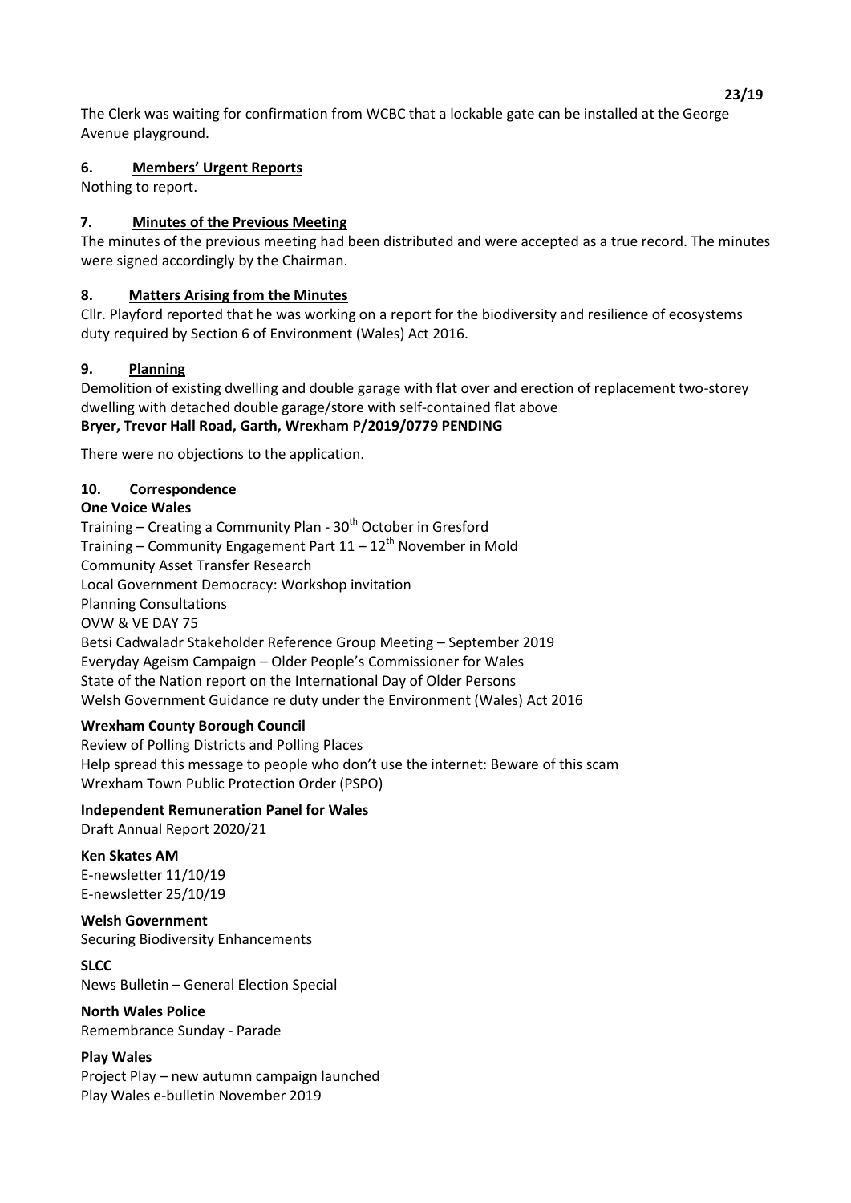The Clerk was waiting for confirmation from WCBC that a lockable gate can be installed at the George Avenue playground.

## 6. Members' Urgent Reports

Nothing to report.

## 7. Minutes of the Previous Meeting

The minutes of the previous meeting had been distributed and were accepted as a true record. The minutes were signed accordingly by the Chairman.

## 8. Matters Arising from the Minutes

Cllr. Playford reported that he was working on a report for the biodiversity and resilience of ecosystems duty required by Section 6 of Environment (Wales) Act 2016.

## 9. Planning

Demolition of existing dwelling and double garage with flat over and erection of replacement two-storey dwelling with detached double garage/store with self-contained flat above
**Bryer, Trevor Hall Road, Garth, Wrexham P/2019/0779 PENDING**

There were no objections to the application.

## 10. Correspondence

**One Voice Wales**
Training – Creating a Community Plan - 30th October in Gresford
Training – Community Engagement Part 11 – 12th November in Mold
Community Asset Transfer Research
Local Government Democracy: Workshop invitation
Planning Consultations
OVW & VE DAY 75
Betsi Cadwaladr Stakeholder Reference Group Meeting – September 2019
Everyday Ageism Campaign – Older People's Commissioner for Wales
State of the Nation report on the International Day of Older Persons
Welsh Government Guidance re duty under the Environment (Wales) Act 2016

**Wrexham County Borough Council**
Review of Polling Districts and Polling Places
Help spread this message to people who don't use the internet: Beware of this scam
Wrexham Town Public Protection Order (PSPO)

**Independent Remuneration Panel for Wales**
Draft Annual Report 2020/21

**Ken Skates AM**
E-newsletter 11/10/19
E-newsletter 25/10/19

**Welsh Government**
Securing Biodiversity Enhancements

**SLCC**
News Bulletin – General Election Special

**North Wales Police**
Remembrance Sunday - Parade

**Play Wales**
Project Play – new autumn campaign launched
Play Wales e-bulletin November 2019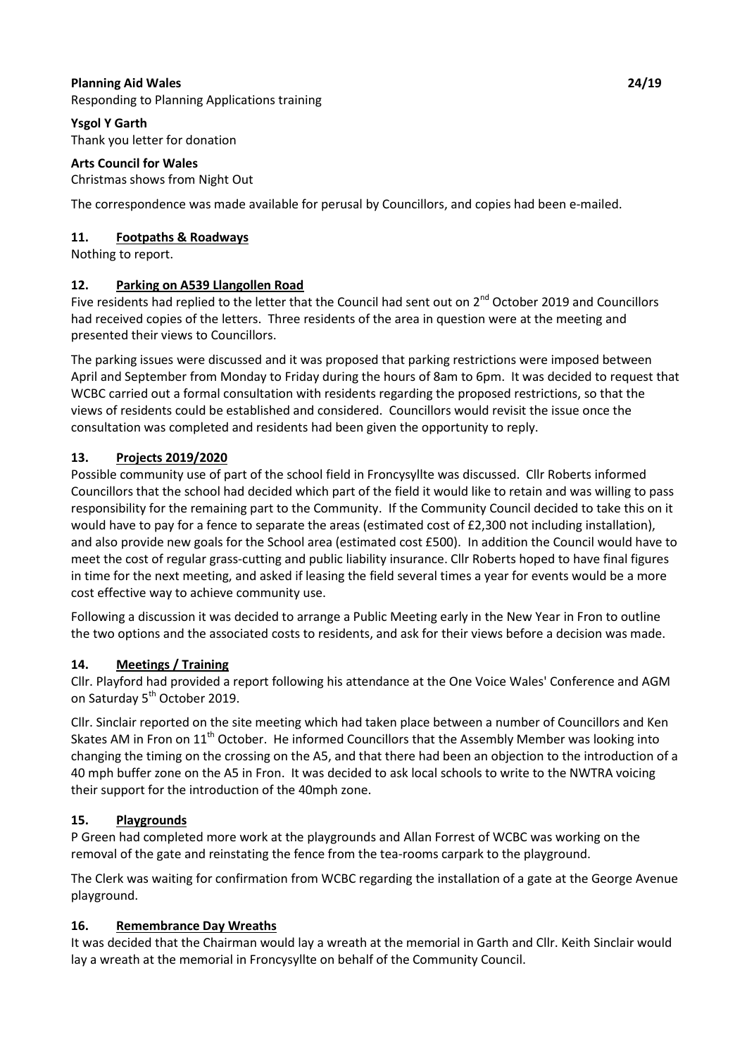**Planning Aid Wales** **24/19**
Responding to Planning Applications training

**Ysgol Y Garth**
Thank you letter for donation

**Arts Council for Wales**
Christmas shows from Night Out

The correspondence was made available for perusal by Councillors, and copies had been e-mailed.

**11. Footpaths & Roadways**

Nothing to report.

**12. Parking on A539 Llangollen Road**

Five residents had replied to the letter that the Council had sent out on 2nd October 2019 and Councillors had received copies of the letters. Three residents of the area in question were at the meeting and presented their views to Councillors.

The parking issues were discussed and it was proposed that parking restrictions were imposed between April and September from Monday to Friday during the hours of 8am to 6pm. It was decided to request that WCBC carried out a formal consultation with residents regarding the proposed restrictions, so that the views of residents could be established and considered. Councillors would revisit the issue once the consultation was completed and residents had been given the opportunity to reply.

**13. Projects 2019/2020**

Possible community use of part of the school field in Froncysyllte was discussed. Cllr Roberts informed Councillors that the school had decided which part of the field it would like to retain and was willing to pass responsibility for the remaining part to the Community. If the Community Council decided to take this on it would have to pay for a fence to separate the areas (estimated cost of £2,300 not including installation), and also provide new goals for the School area (estimated cost £500). In addition the Council would have to meet the cost of regular grass-cutting and public liability insurance. Cllr Roberts hoped to have final figures in time for the next meeting, and asked if leasing the field several times a year for events would be a more cost effective way to achieve community use.

Following a discussion it was decided to arrange a Public Meeting early in the New Year in Fron to outline the two options and the associated costs to residents, and ask for their views before a decision was made.

**14. Meetings / Training**

Cllr. Playford had provided a report following his attendance at the One Voice Wales' Conference and AGM on Saturday 5th October 2019.

Cllr. Sinclair reported on the site meeting which had taken place between a number of Councillors and Ken Skates AM in Fron on 11th October. He informed Councillors that the Assembly Member was looking into changing the timing on the crossing on the A5, and that there had been an objection to the introduction of a 40 mph buffer zone on the A5 in Fron. It was decided to ask local schools to write to the NWTRA voicing their support for the introduction of the 40mph zone.

**15. Playgrounds**

P Green had completed more work at the playgrounds and Allan Forrest of WCBC was working on the removal of the gate and reinstating the fence from the tea-rooms carpark to the playground.

The Clerk was waiting for confirmation from WCBC regarding the installation of a gate at the George Avenue playground.

**16. Remembrance Day Wreaths**

It was decided that the Chairman would lay a wreath at the memorial in Garth and Cllr. Keith Sinclair would lay a wreath at the memorial in Froncysyllte on behalf of the Community Council.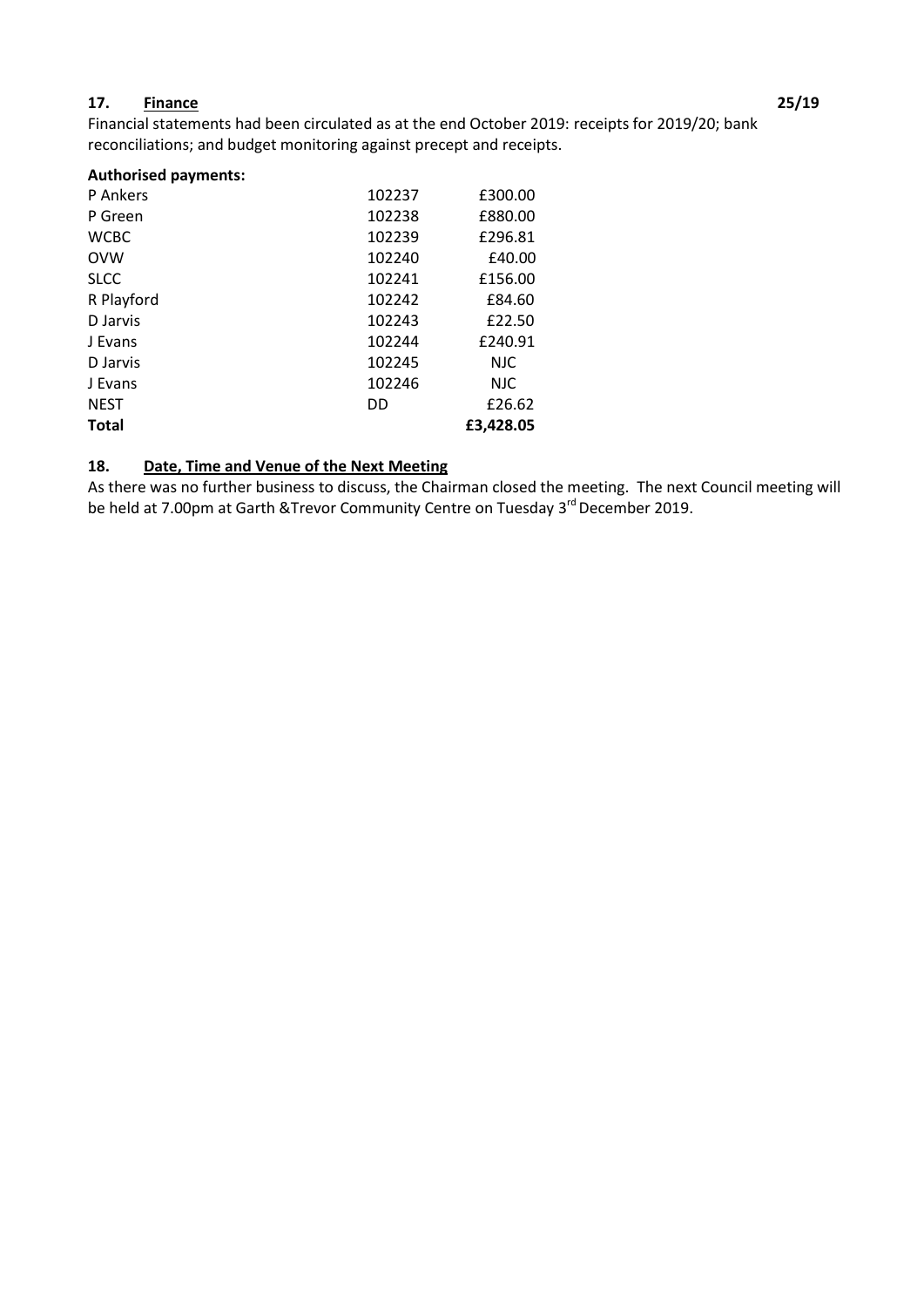## 17. Finance **25/19**

Financial statements had been circulated as at the end October 2019: receipts for 2019/20; bank reconciliations; and budget monitoring against precept and receipts.

**Authorised payments:**

| | | |
|---|---|---|
| P Ankers | 102237 | £300.00 |
| P Green | 102238 | £880.00 |
| WCBC | 102239 | £296.81 |
| OVW | 102240 | £40.00 |
| SLCC | 102241 | £156.00 |
| R Playford | 102242 | £84.60 |
| D Jarvis | 102243 | £22.50 |
| J Evans | 102244 | £240.91 |
| D Jarvis | 102245 | NJC |
| J Evans | 102246 | NJC |
| NEST | DD | £26.62 |
| **Total** | | **£3,428.05** |

## 18. Date, Time and Venue of the Next Meeting

As there was no further business to discuss, the Chairman closed the meeting. The next Council meeting will be held at 7.00pm at Garth &Trevor Community Centre on Tuesday 3rd December 2019.